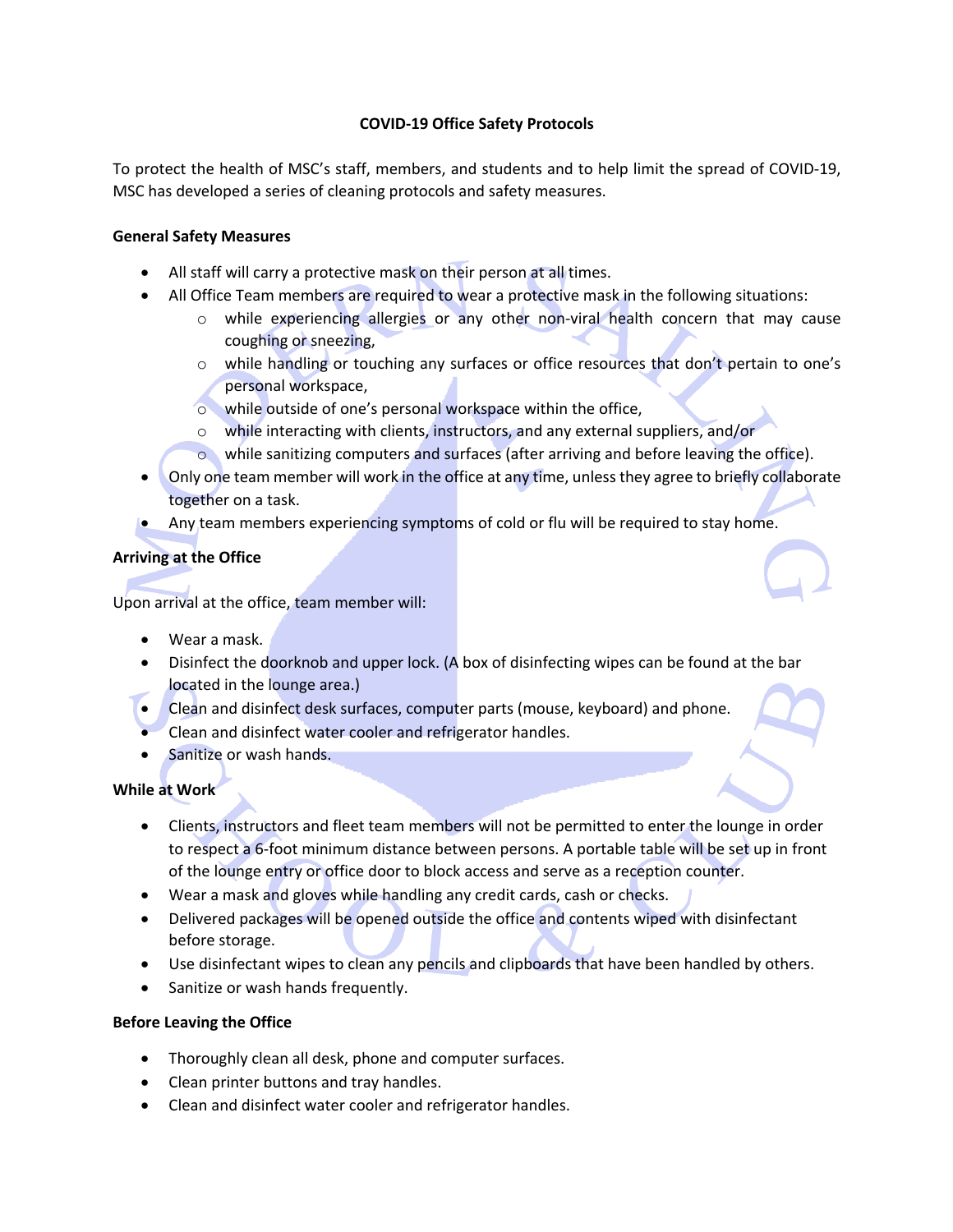# COVID-19 Office Safety Protocols

To protect the health of MSC's staff, members, and students and to help limit the spread of COVID-19, MSC has developed a series of cleaning protocols and safety measures.

## General Safety Measures

- All staff will carry a protective mask on their person at all times.
- All Office Team members are required to wear a protective mask in the following situations:
  - while experiencing allergies or any other non-viral health concern that may cause coughing or sneezing,
  - while handling or touching any surfaces or office resources that don't pertain to one's personal workspace,
  - while outside of one's personal workspace within the office,
  - while interacting with clients, instructors, and any external suppliers, and/or
  - while sanitizing computers and surfaces (after arriving and before leaving the office).
- Only one team member will work in the office at any time, unless they agree to briefly collaborate together on a task.
- Any team members experiencing symptoms of cold or flu will be required to stay home.

## Arriving at the Office

Upon arrival at the office, team member will:

- Wear a mask.
- Disinfect the doorknob and upper lock. (A box of disinfecting wipes can be found at the bar located in the lounge area.)
- Clean and disinfect desk surfaces, computer parts (mouse, keyboard) and phone.
- Clean and disinfect water cooler and refrigerator handles.
- Sanitize or wash hands.

## While at Work

- Clients, instructors and fleet team members will not be permitted to enter the lounge in order to respect a 6-foot minimum distance between persons. A portable table will be set up in front of the lounge entry or office door to block access and serve as a reception counter.
- Wear a mask and gloves while handling any credit cards, cash or checks.
- Delivered packages will be opened outside the office and contents wiped with disinfectant before storage.
- Use disinfectant wipes to clean any pencils and clipboards that have been handled by others.
- Sanitize or wash hands frequently.

## Before Leaving the Office

- Thoroughly clean all desk, phone and computer surfaces.
- Clean printer buttons and tray handles.
- Clean and disinfect water cooler and refrigerator handles.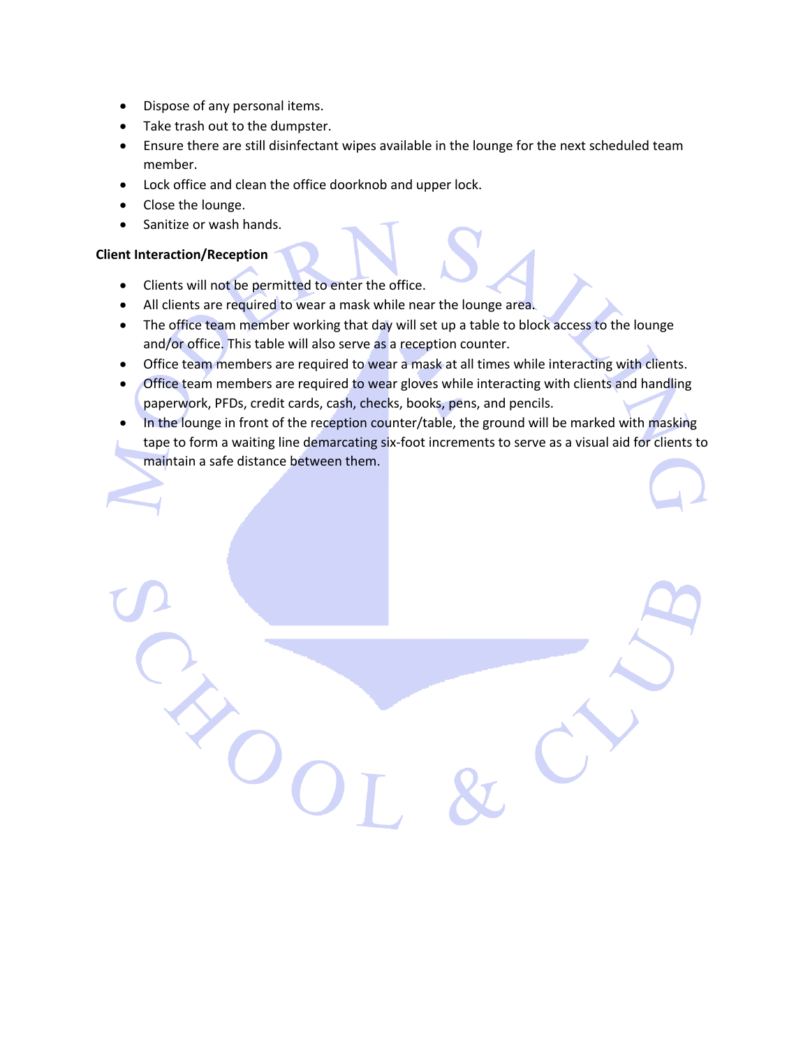- Dispose of any personal items.
- Take trash out to the dumpster.
- Ensure there are still disinfectant wipes available in the lounge for the next scheduled team member.
- Lock office and clean the office doorknob and upper lock.
- Close the lounge.
- Sanitize or wash hands.

**Client Interaction/Reception**

- Clients will not be permitted to enter the office.
- All clients are required to wear a mask while near the lounge area.
- The office team member working that day will set up a table to block access to the lounge and/or office. This table will also serve as a reception counter.
- Office team members are required to wear a mask at all times while interacting with clients.
- Office team members are required to wear gloves while interacting with clients and handling paperwork, PFDs, credit cards, cash, checks, books, pens, and pencils.
- In the lounge in front of the reception counter/table, the ground will be marked with masking tape to form a waiting line demarcating six-foot increments to serve as a visual aid for clients to maintain a safe distance between them.